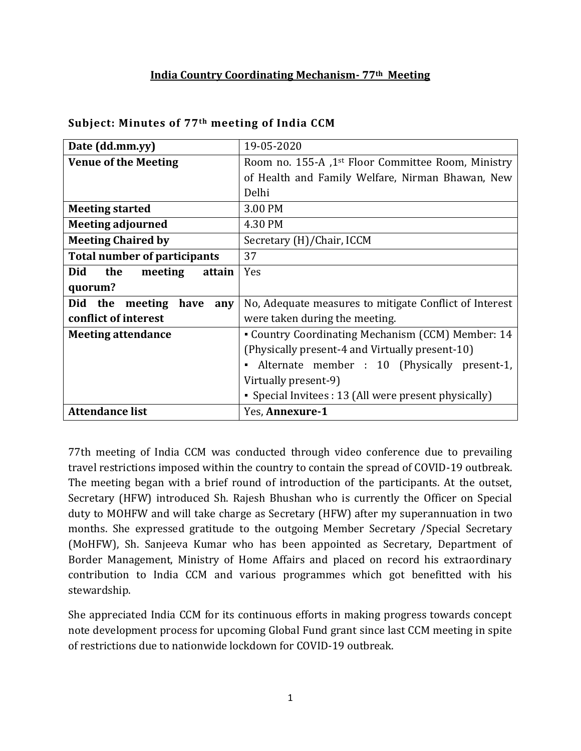# India Country Coordinating Mechanism- 77th Meeting

## Subject: Minutes of 77th meeting of India CCM

| Date (dd.mm.yy) | 19-05-2020 |
|---|---|
| **Venue of the Meeting** | Room no. 155-A ,1st Floor Committee Room, Ministry of Health and Family Welfare, Nirman Bhawan, New Delhi |
| **Meeting started** | 3.00 PM |
| **Meeting adjourned** | 4.30 PM |
| **Meeting Chaired by** | Secretary (H)/Chair, ICCM |
| **Total number of participants** | 37 |
| **Did the meeting attain quorum?** | Yes |
| **Did the meeting have any conflict of interest** | No, Adequate measures to mitigate Conflict of Interest were taken during the meeting. |
| **Meeting attendance** | ▪ Country Coordinating Mechanism (CCM) Member: 14 (Physically present-4 and Virtually present-10)<br>▪ Alternate member : 10 (Physically present-1, Virtually present-9)<br>▪ Special Invitees : 13 (All were present physically) |
| **Attendance list** | Yes, **Annexure-1** |

77th meeting of India CCM was conducted through video conference due to prevailing travel restrictions imposed within the country to contain the spread of COVID-19 outbreak. The meeting began with a brief round of introduction of the participants. At the outset, Secretary (HFW) introduced Sh. Rajesh Bhushan who is currently the Officer on Special duty to MOHFW and will take charge as Secretary (HFW) after my superannuation in two months. She expressed gratitude to the outgoing Member Secretary /Special Secretary (MoHFW), Sh. Sanjeeva Kumar who has been appointed as Secretary, Department of Border Management, Ministry of Home Affairs and placed on record his extraordinary contribution to India CCM and various programmes which got benefitted with his stewardship.

She appreciated India CCM for its continuous efforts in making progress towards concept note development process for upcoming Global Fund grant since last CCM meeting in spite of restrictions due to nationwide lockdown for COVID-19 outbreak.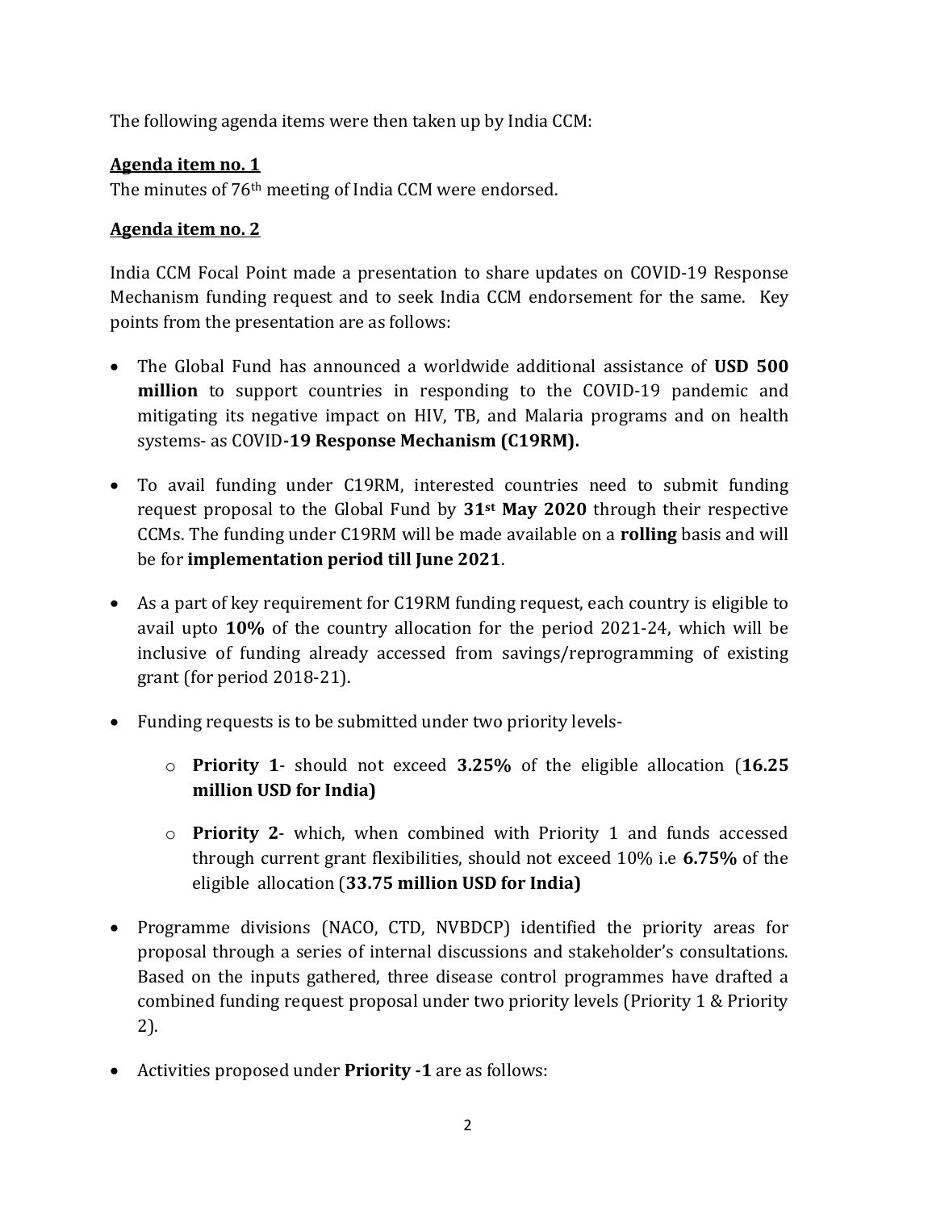The following agenda items were then taken up by India CCM:

**Agenda item no. 1**

The minutes of 76th meeting of India CCM were endorsed.

**Agenda item no. 2**

India CCM Focal Point made a presentation to share updates on COVID-19 Response Mechanism funding request and to seek India CCM endorsement for the same. Key points from the presentation are as follows:

- The Global Fund has announced a worldwide additional assistance of **USD 500 million** to support countries in responding to the COVID-19 pandemic and mitigating its negative impact on HIV, TB, and Malaria programs and on health systems- as COVID**-19 Response Mechanism (C19RM).**

- To avail funding under C19RM, interested countries need to submit funding request proposal to the Global Fund by **31st May 2020** through their respective CCMs. The funding under C19RM will be made available on a **rolling** basis and will be for **implementation period till June 2021**.

- As a part of key requirement for C19RM funding request, each country is eligible to avail upto **10%** of the country allocation for the period 2021-24, which will be inclusive of funding already accessed from savings/reprogramming of existing grant (for period 2018-21).

- Funding requests is to be submitted under two priority levels-

  - **Priority 1**- should not exceed **3.25%** of the eligible allocation (**16.25 million USD for India)**

  - **Priority 2**- which, when combined with Priority 1 and funds accessed through current grant flexibilities, should not exceed 10% i.e **6.75%** of the eligible allocation (**33.75 million USD for India)**

- Programme divisions (NACO, CTD, NVBDCP) identified the priority areas for proposal through a series of internal discussions and stakeholder's consultations. Based on the inputs gathered, three disease control programmes have drafted a combined funding request proposal under two priority levels (Priority 1 & Priority 2).

- Activities proposed under **Priority -1** are as follows: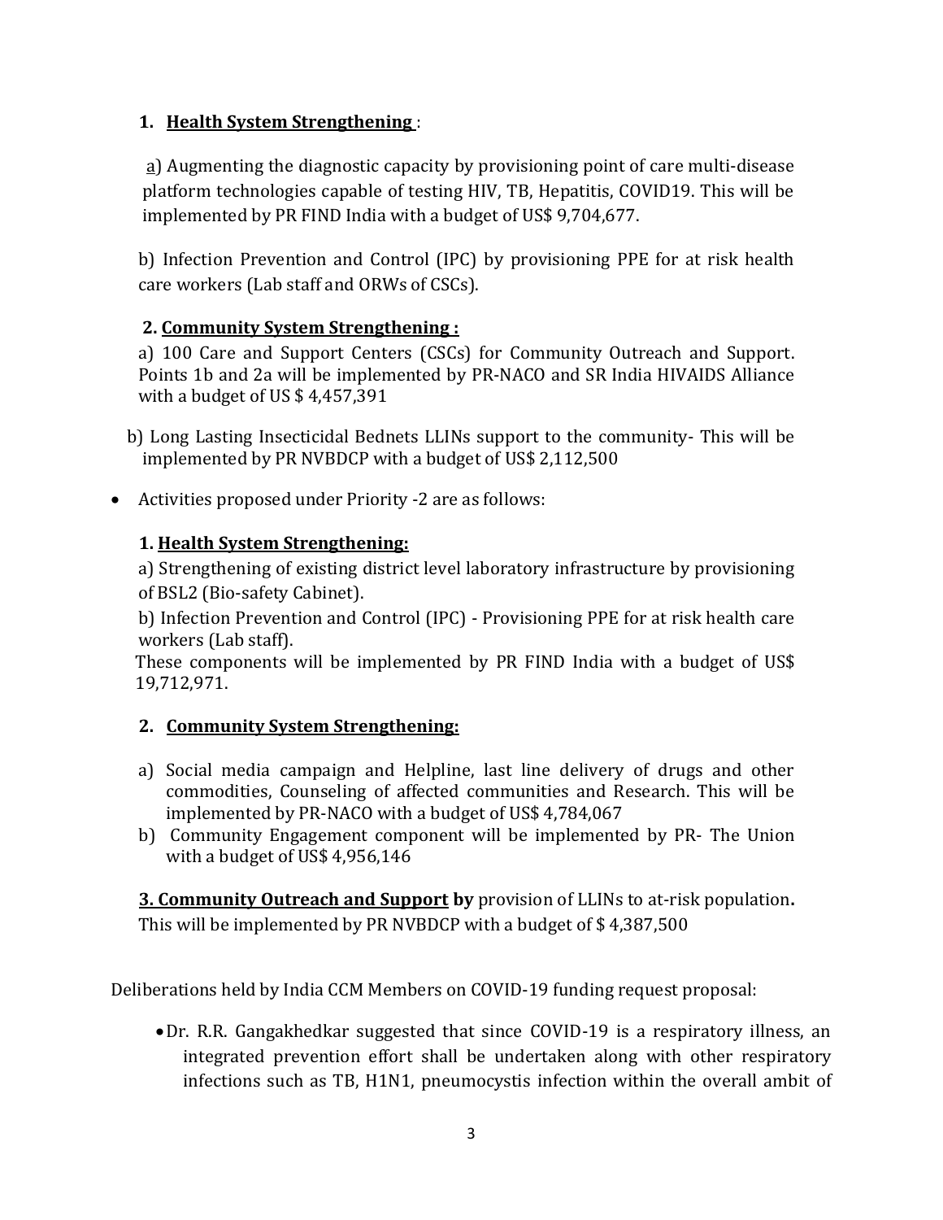**1. <u>Health System Strengthening</u>** :

<u>a</u>) Augmenting the diagnostic capacity by provisioning point of care multi-disease platform technologies capable of testing HIV, TB, Hepatitis, COVID19. This will be implemented by PR FIND India with a budget of US$ 9,704,677.

b) Infection Prevention and Control (IPC) by provisioning PPE for at risk health care workers (Lab staff and ORWs of CSCs).

**2. <u>Community System Strengthening :</u>**

a) 100 Care and Support Centers (CSCs) for Community Outreach and Support. Points 1b and 2a will be implemented by PR-NACO and SR India HIVAIDS Alliance with a budget of US $ 4,457,391

b) Long Lasting Insecticidal Bednets LLINs support to the community- This will be implemented by PR NVBDCP with a budget of US$ 2,112,500

- Activities proposed under Priority -2 are as follows:

**1. <u>Health System Strengthening:</u>**

a) Strengthening of existing district level laboratory infrastructure by provisioning of BSL2 (Bio-safety Cabinet).

b) Infection Prevention and Control (IPC) - Provisioning PPE for at risk health care workers (Lab staff).

These components will be implemented by PR FIND India with a budget of US$ 19,712,971.

**2. <u>Community System Strengthening:</u>**

a) Social media campaign and Helpline, last line delivery of drugs and other commodities, Counseling of affected communities and Research. This will be implemented by PR-NACO with a budget of US$ 4,784,067
b) Community Engagement component will be implemented by PR- The Union with a budget of US$ 4,956,146

**<u>3. Community Outreach and Support</u> by** provision of LLINs to at-risk population**.** This will be implemented by PR NVBDCP with a budget of $ 4,387,500

Deliberations held by India CCM Members on COVID-19 funding request proposal:

- Dr. R.R. Gangakhedkar suggested that since COVID-19 is a respiratory illness, an integrated prevention effort shall be undertaken along with other respiratory infections such as TB, H1N1, pneumocystis infection within the overall ambit of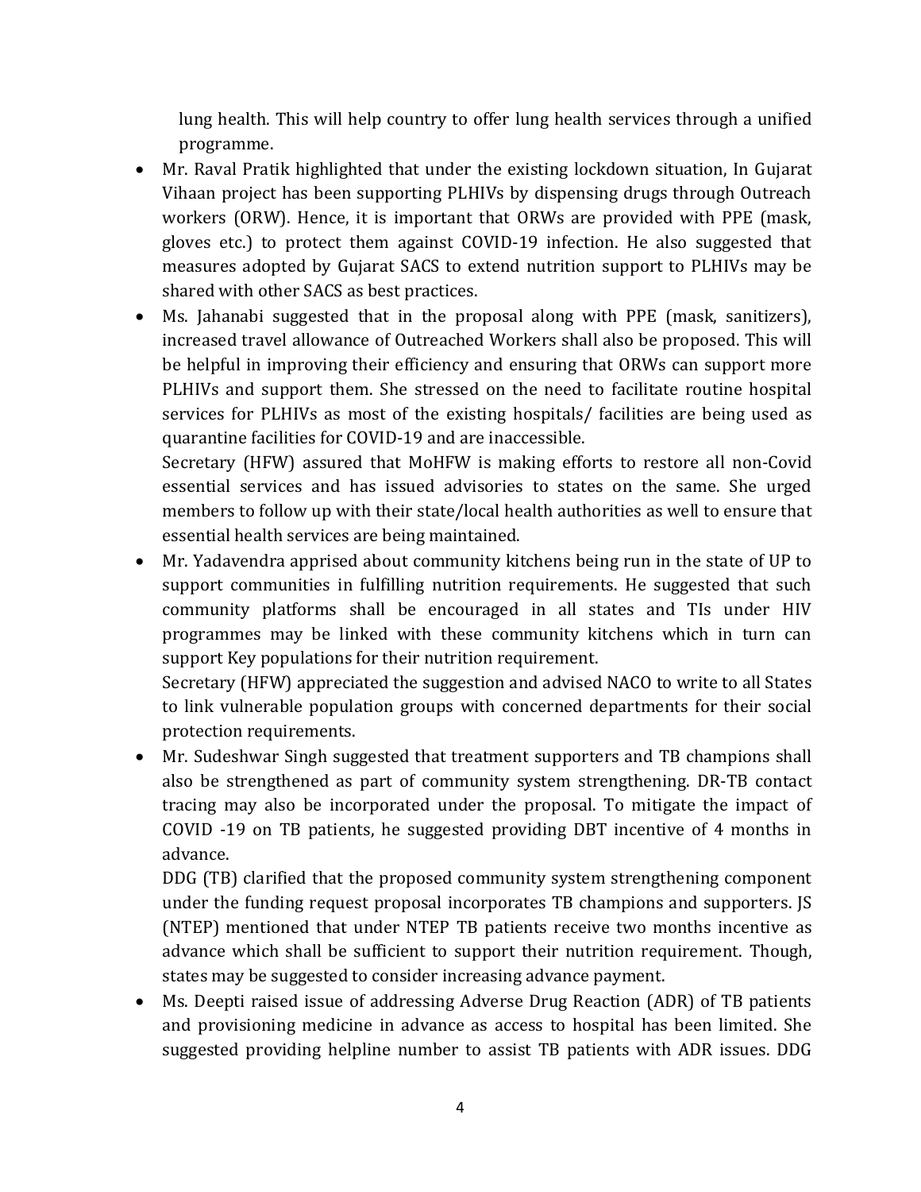lung health. This will help country to offer lung health services through a unified programme.

- Mr. Raval Pratik highlighted that under the existing lockdown situation, In Gujarat Vihaan project has been supporting PLHIVs by dispensing drugs through Outreach workers (ORW). Hence, it is important that ORWs are provided with PPE (mask, gloves etc.) to protect them against COVID-19 infection. He also suggested that measures adopted by Gujarat SACS to extend nutrition support to PLHIVs may be shared with other SACS as best practices.
- Ms. Jahanabi suggested that in the proposal along with PPE (mask, sanitizers), increased travel allowance of Outreached Workers shall also be proposed. This will be helpful in improving their efficiency and ensuring that ORWs can support more PLHIVs and support them. She stressed on the need to facilitate routine hospital services for PLHIVs as most of the existing hospitals/ facilities are being used as quarantine facilities for COVID-19 and are inaccessible.

  Secretary (HFW) assured that MoHFW is making efforts to restore all non-Covid essential services and has issued advisories to states on the same. She urged members to follow up with their state/local health authorities as well to ensure that essential health services are being maintained.
- Mr. Yadavendra apprised about community kitchens being run in the state of UP to support communities in fulfilling nutrition requirements. He suggested that such community platforms shall be encouraged in all states and TIs under HIV programmes may be linked with these community kitchens which in turn can support Key populations for their nutrition requirement.

  Secretary (HFW) appreciated the suggestion and advised NACO to write to all States to link vulnerable population groups with concerned departments for their social protection requirements.
- Mr. Sudeshwar Singh suggested that treatment supporters and TB champions shall also be strengthened as part of community system strengthening. DR-TB contact tracing may also be incorporated under the proposal. To mitigate the impact of COVID -19 on TB patients, he suggested providing DBT incentive of 4 months in advance.

  DDG (TB) clarified that the proposed community system strengthening component under the funding request proposal incorporates TB champions and supporters. JS (NTEP) mentioned that under NTEP TB patients receive two months incentive as advance which shall be sufficient to support their nutrition requirement. Though, states may be suggested to consider increasing advance payment.
- Ms. Deepti raised issue of addressing Adverse Drug Reaction (ADR) of TB patients and provisioning medicine in advance as access to hospital has been limited. She suggested providing helpline number to assist TB patients with ADR issues. DDG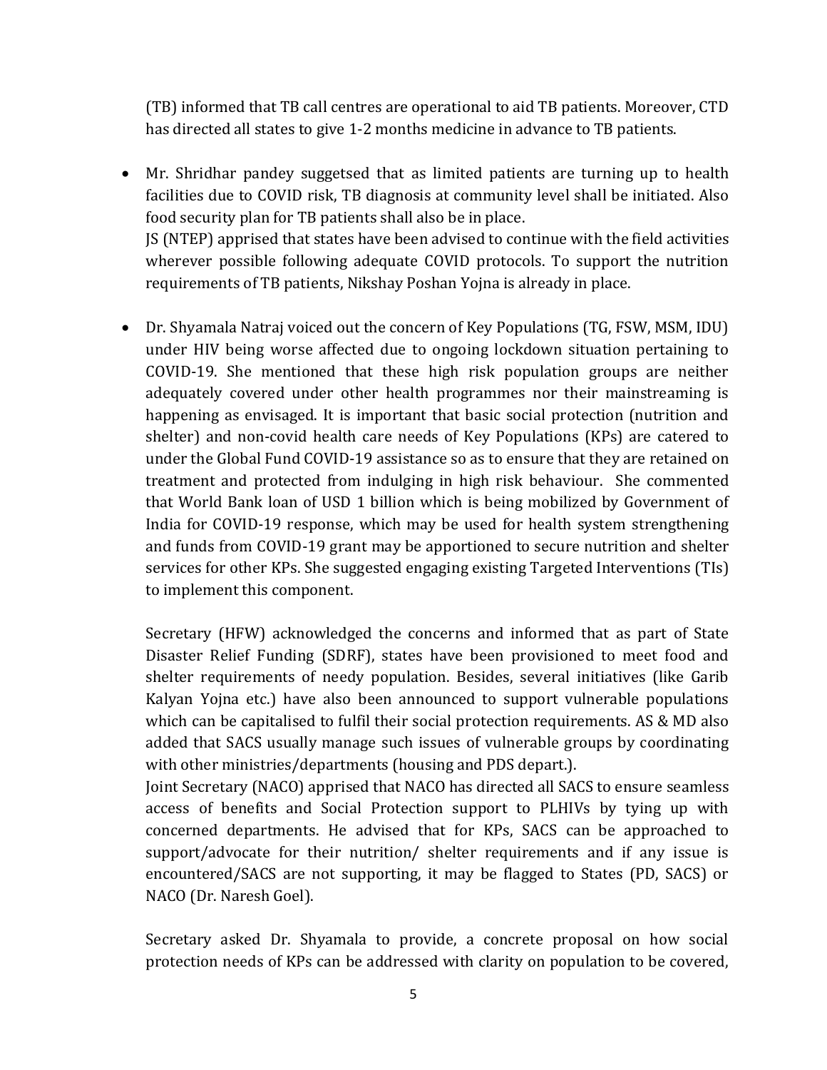(TB) informed that TB call centres are operational to aid TB patients. Moreover, CTD has directed all states to give 1-2 months medicine in advance to TB patients.

- Mr. Shridhar pandey suggetsed that as limited patients are turning up to health facilities due to COVID risk, TB diagnosis at community level shall be initiated. Also food security plan for TB patients shall also be in place.

  JS (NTEP) apprised that states have been advised to continue with the field activities wherever possible following adequate COVID protocols. To support the nutrition requirements of TB patients, Nikshay Poshan Yojna is already in place.

- Dr. Shyamala Natraj voiced out the concern of Key Populations (TG, FSW, MSM, IDU) under HIV being worse affected due to ongoing lockdown situation pertaining to COVID-19. She mentioned that these high risk population groups are neither adequately covered under other health programmes nor their mainstreaming is happening as envisaged. It is important that basic social protection (nutrition and shelter) and non-covid health care needs of Key Populations (KPs) are catered to under the Global Fund COVID-19 assistance so as to ensure that they are retained on treatment and protected from indulging in high risk behaviour. She commented that World Bank loan of USD 1 billion which is being mobilized by Government of India for COVID-19 response, which may be used for health system strengthening and funds from COVID-19 grant may be apportioned to secure nutrition and shelter services for other KPs. She suggested engaging existing Targeted Interventions (TIs) to implement this component.

  Secretary (HFW) acknowledged the concerns and informed that as part of State Disaster Relief Funding (SDRF), states have been provisioned to meet food and shelter requirements of needy population. Besides, several initiatives (like Garib Kalyan Yojna etc.) have also been announced to support vulnerable populations which can be capitalised to fulfil their social protection requirements. AS & MD also added that SACS usually manage such issues of vulnerable groups by coordinating with other ministries/departments (housing and PDS depart.).

  Joint Secretary (NACO) apprised that NACO has directed all SACS to ensure seamless access of benefits and Social Protection support to PLHIVs by tying up with concerned departments. He advised that for KPs, SACS can be approached to support/advocate for their nutrition/ shelter requirements and if any issue is encountered/SACS are not supporting, it may be flagged to States (PD, SACS) or NACO (Dr. Naresh Goel).

  Secretary asked Dr. Shyamala to provide, a concrete proposal on how social protection needs of KPs can be addressed with clarity on population to be covered,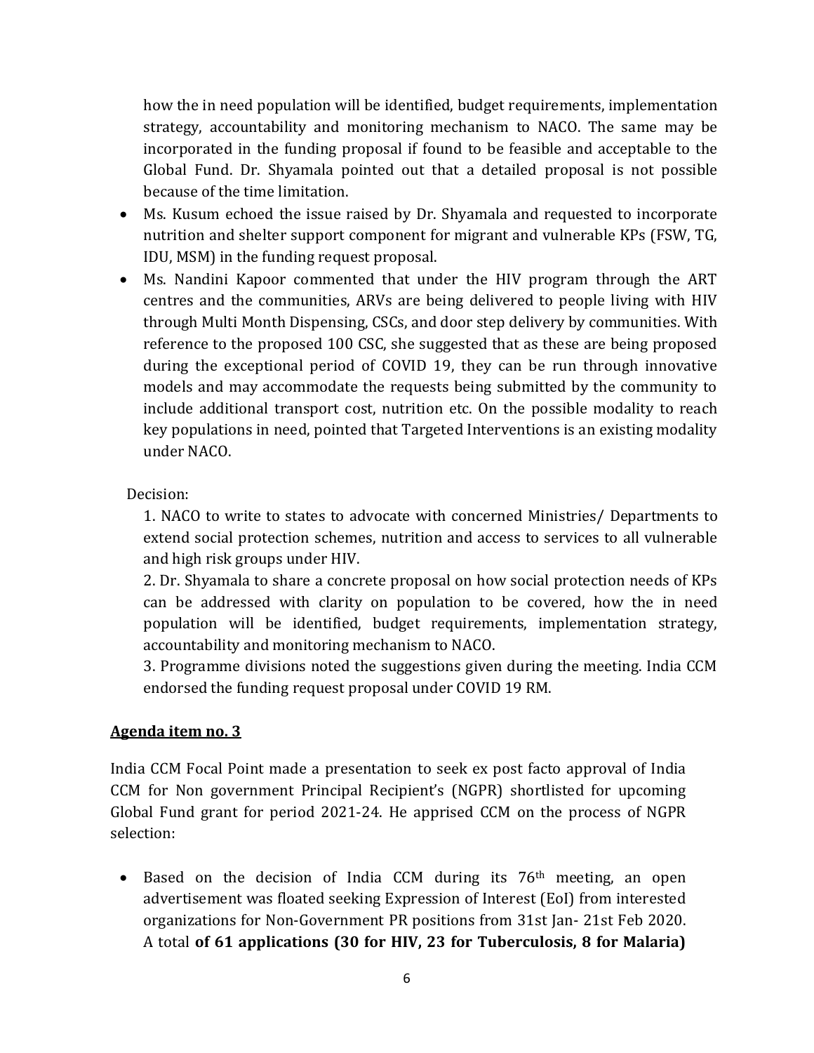how the in need population will be identified, budget requirements, implementation strategy, accountability and monitoring mechanism to NACO. The same may be incorporated in the funding proposal if found to be feasible and acceptable to the Global Fund. Dr. Shyamala pointed out that a detailed proposal is not possible because of the time limitation.

- Ms. Kusum echoed the issue raised by Dr. Shyamala and requested to incorporate nutrition and shelter support component for migrant and vulnerable KPs (FSW, TG, IDU, MSM) in the funding request proposal.
- Ms. Nandini Kapoor commented that under the HIV program through the ART centres and the communities, ARVs are being delivered to people living with HIV through Multi Month Dispensing, CSCs, and door step delivery by communities. With reference to the proposed 100 CSC, she suggested that as these are being proposed during the exceptional period of COVID 19, they can be run through innovative models and may accommodate the requests being submitted by the community to include additional transport cost, nutrition etc. On the possible modality to reach key populations in need, pointed that Targeted Interventions is an existing modality under NACO.

Decision:

1. NACO to write to states to advocate with concerned Ministries/ Departments to extend social protection schemes, nutrition and access to services to all vulnerable and high risk groups under HIV.
2. Dr. Shyamala to share a concrete proposal on how social protection needs of KPs can be addressed with clarity on population to be covered, how the in need population will be identified, budget requirements, implementation strategy, accountability and monitoring mechanism to NACO.
3. Programme divisions noted the suggestions given during the meeting. India CCM endorsed the funding request proposal under COVID 19 RM.

**Agenda item no. 3**

India CCM Focal Point made a presentation to seek ex post facto approval of India CCM for Non government Principal Recipient's (NGPR) shortlisted for upcoming Global Fund grant for period 2021-24. He apprised CCM on the process of NGPR selection:

- Based on the decision of India CCM during its 76th meeting, an open advertisement was floated seeking Expression of Interest (EoI) from interested organizations for Non-Government PR positions from 31st Jan- 21st Feb 2020. A total **of 61 applications (30 for HIV, 23 for Tuberculosis, 8 for Malaria)**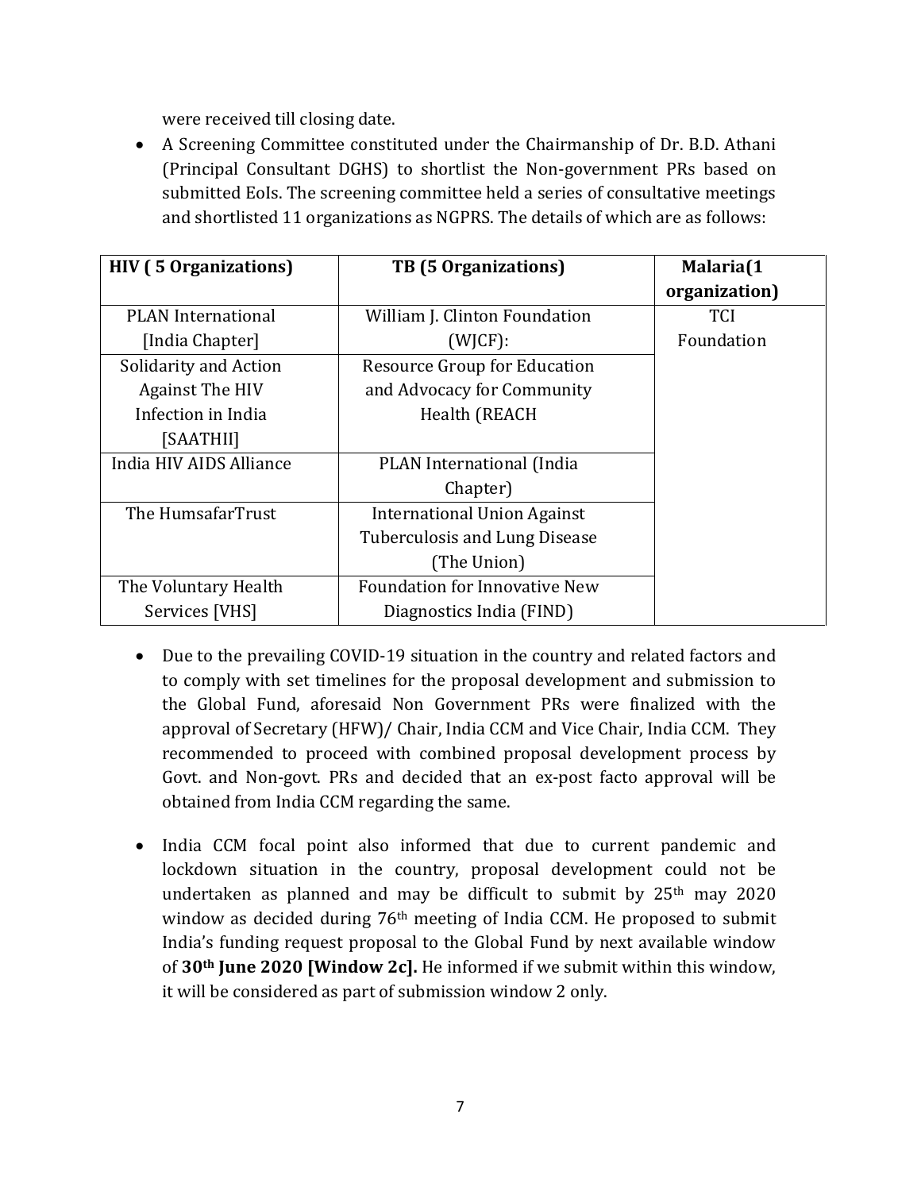were received till closing date.

- A Screening Committee constituted under the Chairmanship of Dr. B.D. Athani (Principal Consultant DGHS) to shortlist the Non-government PRs based on submitted EoIs. The screening committee held a series of consultative meetings and shortlisted 11 organizations as NGPRS. The details of which are as follows:

| HIV ( 5 Organizations) | TB (5 Organizations) | Malaria(1 organization) |
|---|---|---|
| PLAN International [India Chapter] | William J. Clinton Foundation (WJCF): | TCI Foundation |
| Solidarity and Action Against The HIV Infection in India [SAATHII] | Resource Group for Education and Advocacy for Community Health (REACH | |
| India HIV AIDS Alliance | PLAN International (India Chapter) | |
| The HumsafarTrust | International Union Against Tuberculosis and Lung Disease (The Union) | |
| The Voluntary Health Services [VHS] | Foundation for Innovative New Diagnostics India (FIND) | |

- Due to the prevailing COVID-19 situation in the country and related factors and to comply with set timelines for the proposal development and submission to the Global Fund, aforesaid Non Government PRs were finalized with the approval of Secretary (HFW)/ Chair, India CCM and Vice Chair, India CCM. They recommended to proceed with combined proposal development process by Govt. and Non-govt. PRs and decided that an ex-post facto approval will be obtained from India CCM regarding the same.

- India CCM focal point also informed that due to current pandemic and lockdown situation in the country, proposal development could not be undertaken as planned and may be difficult to submit by 25th may 2020 window as decided during 76th meeting of India CCM. He proposed to submit India's funding request proposal to the Global Fund by next available window of **30th June 2020 [Window 2c].** He informed if we submit within this window, it will be considered as part of submission window 2 only.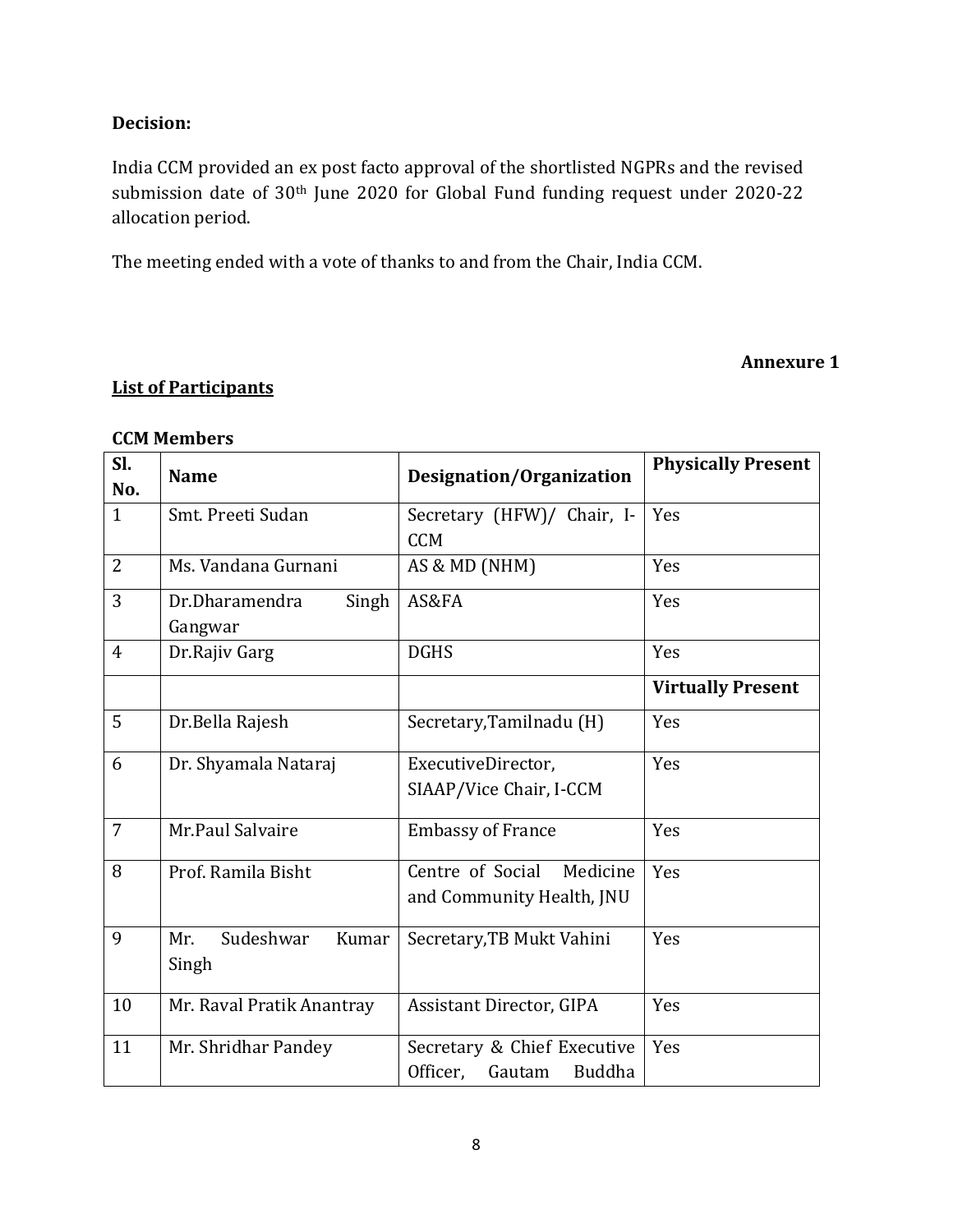**Decision:**

India CCM provided an ex post facto approval of the shortlisted NGPRs and the revised submission date of 30th June 2020 for Global Fund funding request under 2020-22 allocation period.

The meeting ended with a vote of thanks to and from the Chair, India CCM.

**Annexure 1**

**List of Participants**

**CCM Members**

| Sl. No. | Name | Designation/Organization | Physically Present |
|---|---|---|---|
| 1 | Smt. Preeti Sudan | Secretary (HFW)/ Chair, I-CCM | Yes |
| 2 | Ms. Vandana Gurnani | AS & MD (NHM) | Yes |
| 3 | Dr.Dharamendra Singh Gangwar | AS&FA | Yes |
| 4 | Dr.Rajiv Garg | DGHS | Yes |
| | | | **Virtually Present** |
| 5 | Dr.Bella Rajesh | Secretary,Tamilnadu (H) | Yes |
| 6 | Dr. Shyamala Nataraj | ExecutiveDirector, SIAAP/Vice Chair, I-CCM | Yes |
| 7 | Mr.Paul Salvaire | Embassy of France | Yes |
| 8 | Prof. Ramila Bisht | Centre of Social Medicine and Community Health, JNU | Yes |
| 9 | Mr. Sudeshwar Kumar Singh | Secretary,TB Mukt Vahini | Yes |
| 10 | Mr. Raval Pratik Anantray | Assistant Director, GIPA | Yes |
| 11 | Mr. Shridhar Pandey | Secretary & Chief Executive Officer, Gautam Buddha | Yes |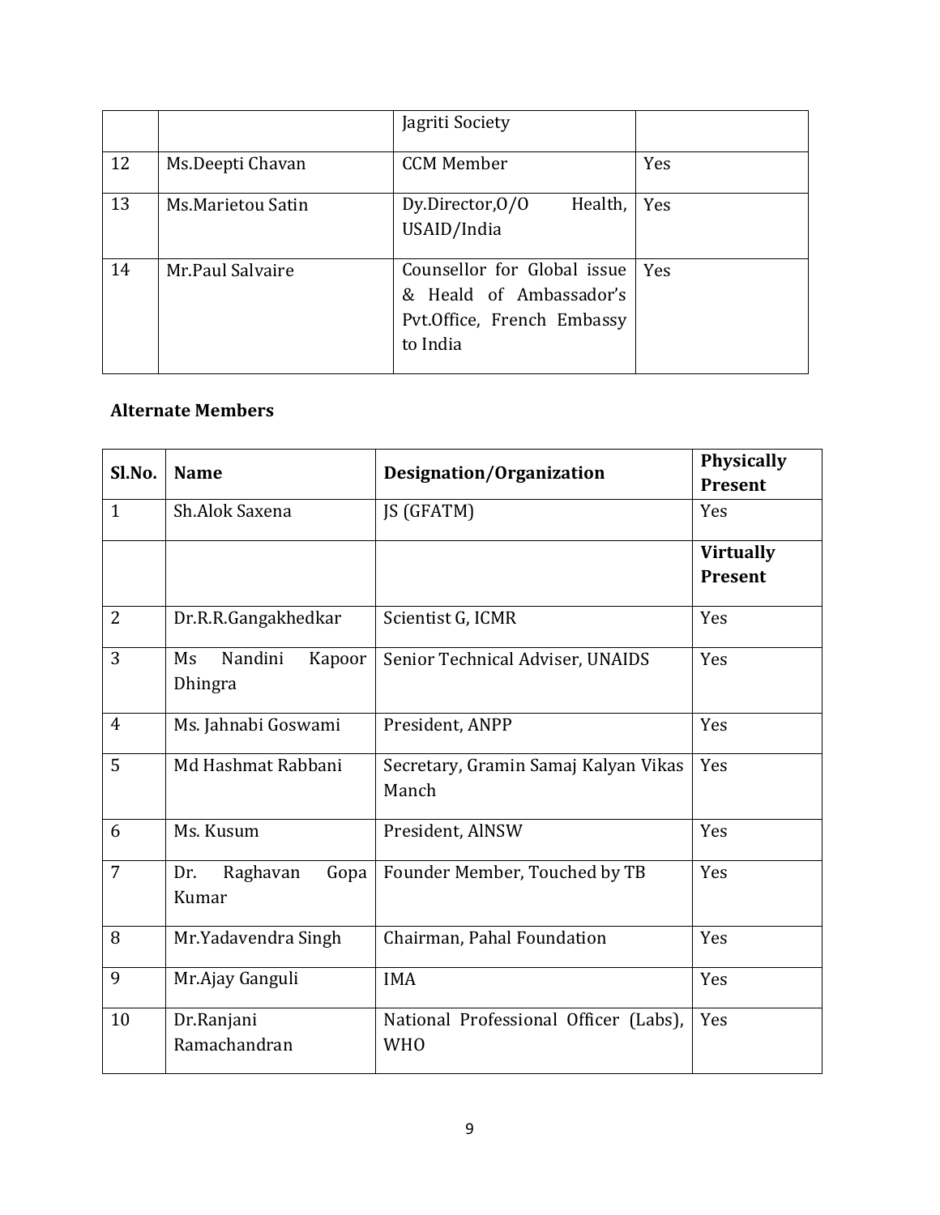|  |  | Jagriti Society |  |
|---|---|---|---|
| 12 | Ms.Deepti Chavan | CCM Member | Yes |
| 13 | Ms.Marietou Satin | Dy.Director,O/O Health, USAID/India | Yes |
| 14 | Mr.Paul Salvaire | Counsellor for Global issue & Heald of Ambassador's Pvt.Office, French Embassy to India | Yes |

**Alternate Members**

| Sl.No. | Name | Designation/Organization | Physically Present |
|---|---|---|---|
| 1 | Sh.Alok Saxena | JS (GFATM) | Yes |
|  |  |  | **Virtually Present** |
| 2 | Dr.R.R.Gangakhedkar | Scientist G, ICMR | Yes |
| 3 | Ms Nandini Kapoor Dhingra | Senior Technical Adviser, UNAIDS | Yes |
| 4 | Ms. Jahnabi Goswami | President, ANPP | Yes |
| 5 | Md Hashmat Rabbani | Secretary, Gramin Samaj Kalyan Vikas Manch | Yes |
| 6 | Ms. Kusum | President, AlNSW | Yes |
| 7 | Dr. Raghavan Gopa Kumar | Founder Member, Touched by TB | Yes |
| 8 | Mr.Yadavendra Singh | Chairman, Pahal Foundation | Yes |
| 9 | Mr.Ajay Ganguli | IMA | Yes |
| 10 | Dr.Ranjani Ramachandran | National Professional Officer (Labs), WHO | Yes |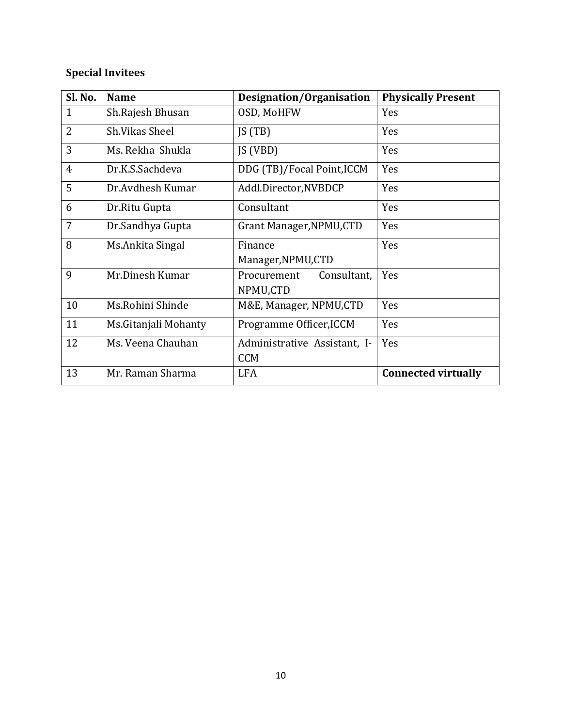**Special Invitees**

| Sl. No. | Name | Designation/Organisation | Physically Present |
|---|---|---|---|
| 1 | Sh.Rajesh Bhusan | OSD, MoHFW | Yes |
| 2 | Sh.Vikas Sheel | JS (TB) | Yes |
| 3 | Ms. Rekha Shukla | JS (VBD) | Yes |
| 4 | Dr.K.S.Sachdeva | DDG (TB)/Focal Point,ICCM | Yes |
| 5 | Dr.Avdhesh Kumar | Addl.Director,NVBDCP | Yes |
| 6 | Dr.Ritu Gupta | Consultant | Yes |
| 7 | Dr.Sandhya Gupta | Grant Manager,NPMU,CTD | Yes |
| 8 | Ms.Ankita Singal | Finance Manager,NPMU,CTD | Yes |
| 9 | Mr.Dinesh Kumar | Procurement Consultant, NPMU,CTD | Yes |
| 10 | Ms.Rohini Shinde | M&E, Manager, NPMU,CTD | Yes |
| 11 | Ms.Gitanjali Mohanty | Programme Officer,ICCM | Yes |
| 12 | Ms. Veena Chauhan | Administrative Assistant, I-CCM | Yes |
| 13 | Mr. Raman Sharma | LFA | **Connected virtually** |